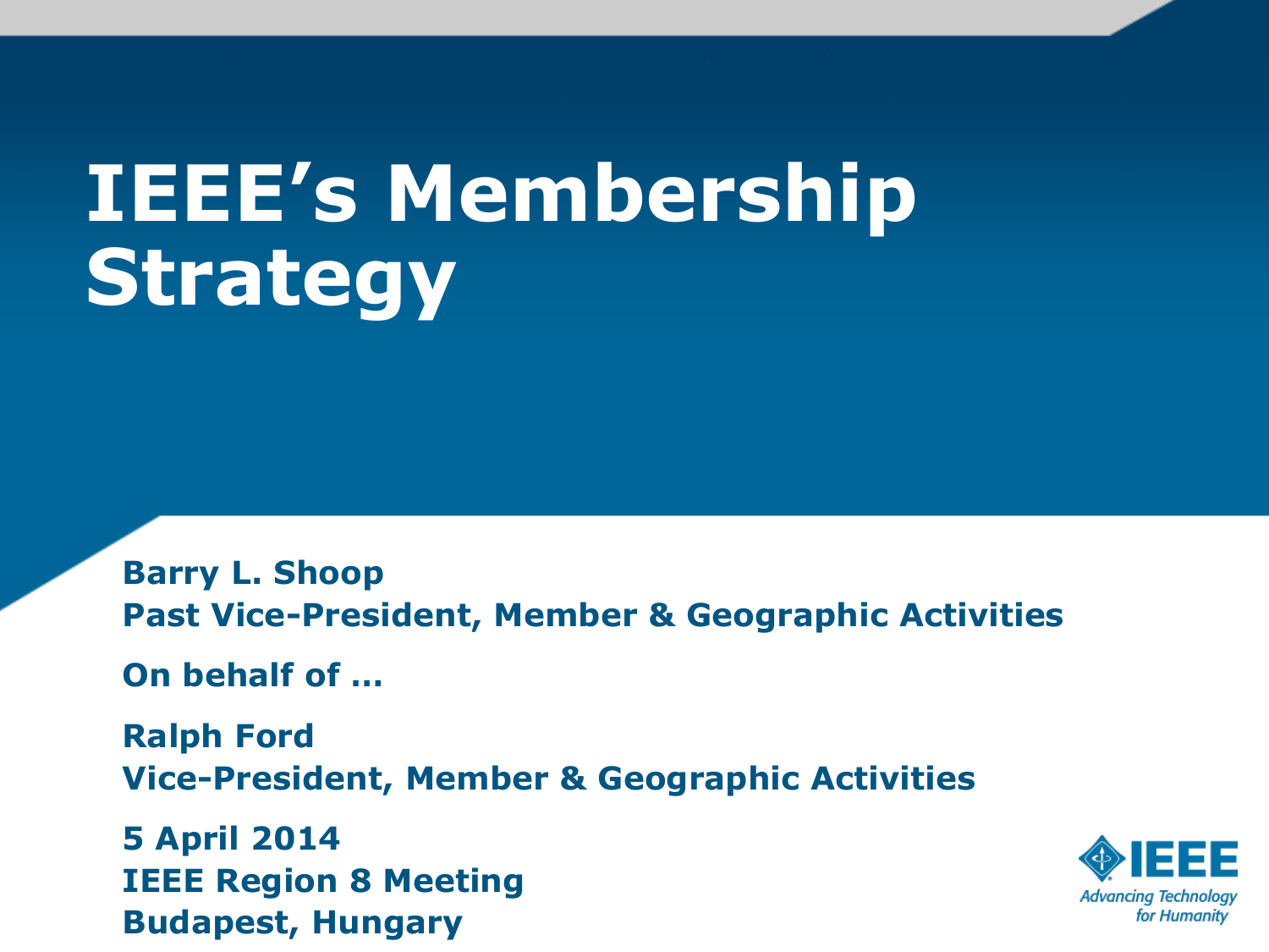# IEEE's Membership Strategy

**Barry L. Shoop**
**Past Vice-President, Member & Geographic Activities**

**On behalf of …**

**Ralph Ford**
**Vice-President, Member & Geographic Activities**

**5 April 2014**
**IEEE Region 8 Meeting**
**Budapest, Hungary**

IEEE
*Advancing Technology for Humanity*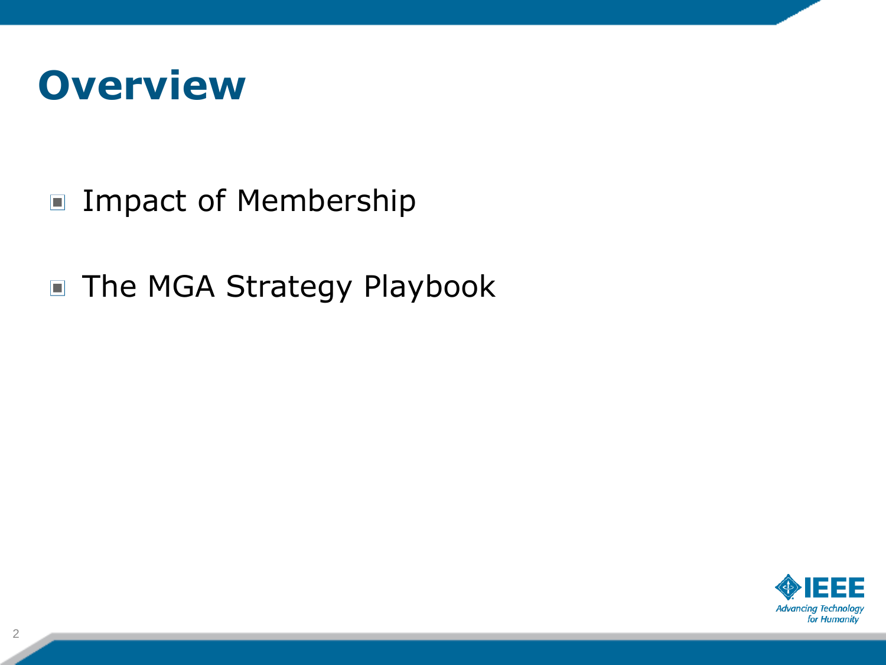# Overview

- Impact of Membership
- The MGA Strategy Playbook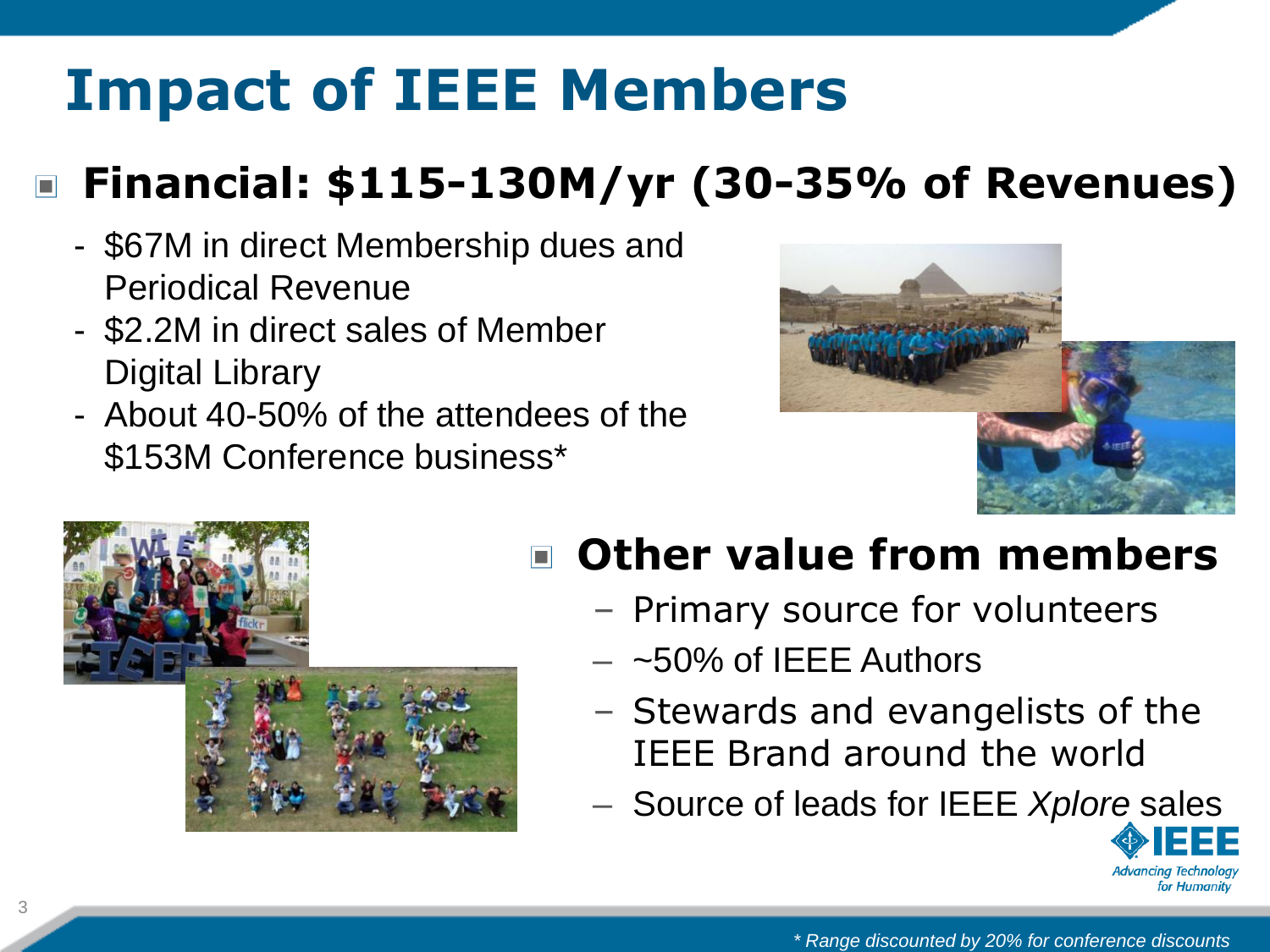# Impact of IEEE Members

## Financial: $115-130M/yr (30-35% of Revenues)

- $67M in direct Membership dues and Periodical Revenue
- $2.2M in direct sales of Member Digital Library
- About 40-50% of the attendees of the $153M Conference business*

## Other value from members

- Primary source for volunteers
- ~50% of IEEE Authors
- Stewards and evangelists of the IEEE Brand around the world
- Source of leads for IEEE *Xplore* sales

*\* Range discounted by 20% for conference discounts*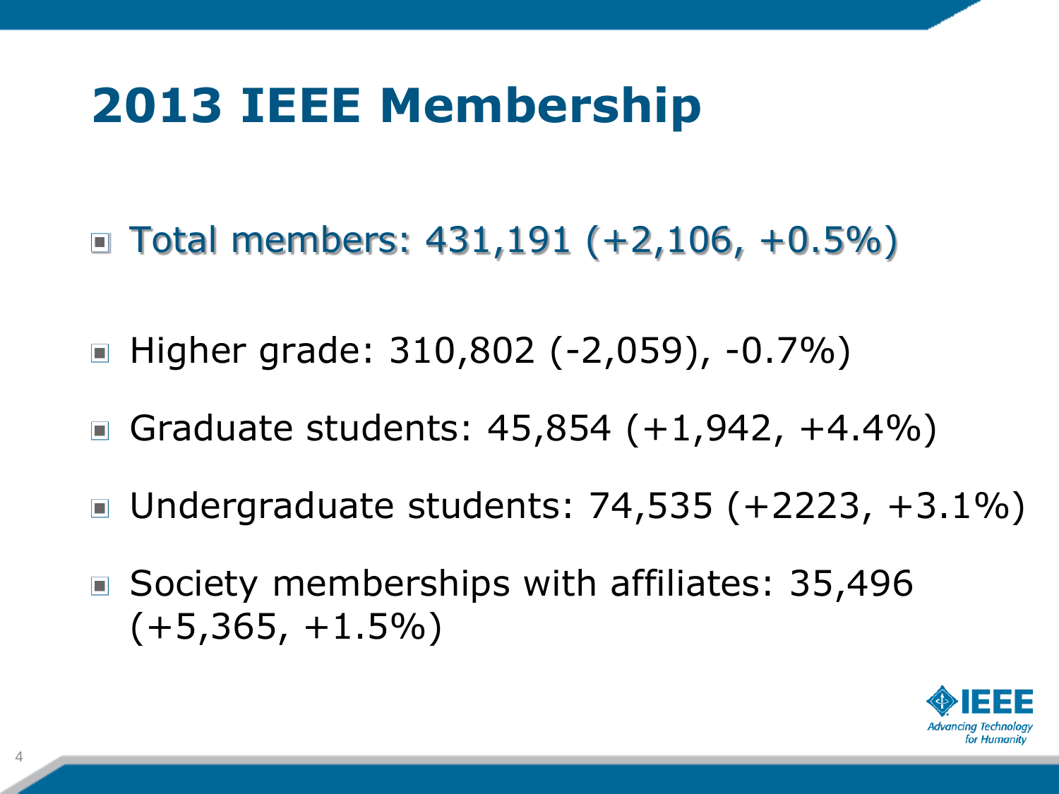# 2013 IEEE Membership

- Total members: 431,191 (+2,106, +0.5%)
- Higher grade: 310,802 (-2,059), -0.7%)
- Graduate students: 45,854 (+1,942, +4.4%)
- Undergraduate students: 74,535 (+2223, +3.1%)
- Society memberships with affiliates: 35,496 (+5,365, +1.5%)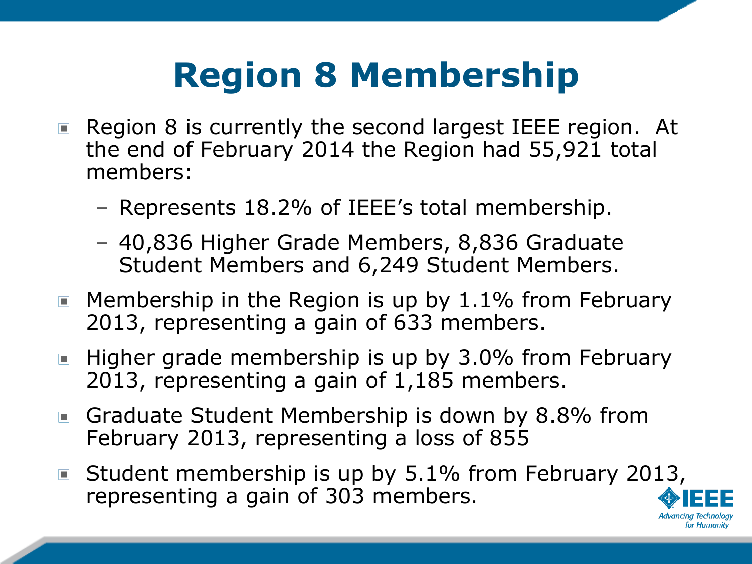# Region 8 Membership

- Region 8 is currently the second largest IEEE region. At the end of February 2014 the Region had 55,921 total members:
  - Represents 18.2% of IEEE's total membership.
  - 40,836 Higher Grade Members, 8,836 Graduate Student Members and 6,249 Student Members.
- Membership in the Region is up by 1.1% from February 2013, representing a gain of 633 members.
- Higher grade membership is up by 3.0% from February 2013, representing a gain of 1,185 members.
- Graduate Student Membership is down by 8.8% from February 2013, representing a loss of 855
- Student membership is up by 5.1% from February 2013, representing a gain of 303 members.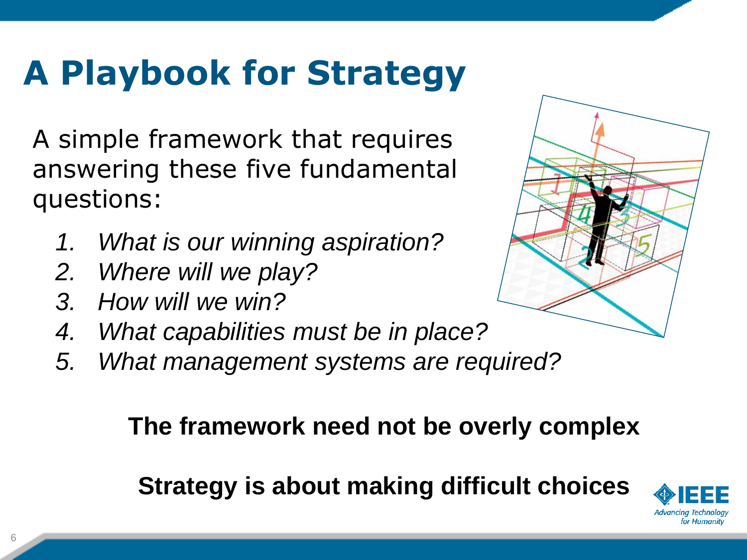# A Playbook for Strategy

A simple framework that requires answering these five fundamental questions:

1. *What is our winning aspiration?*
2. *Where will we play?*
3. *How will we win?*
4. *What capabilities must be in place?*
5. *What management systems are required?*

**The framework need not be overly complex**

**Strategy is about making difficult choices**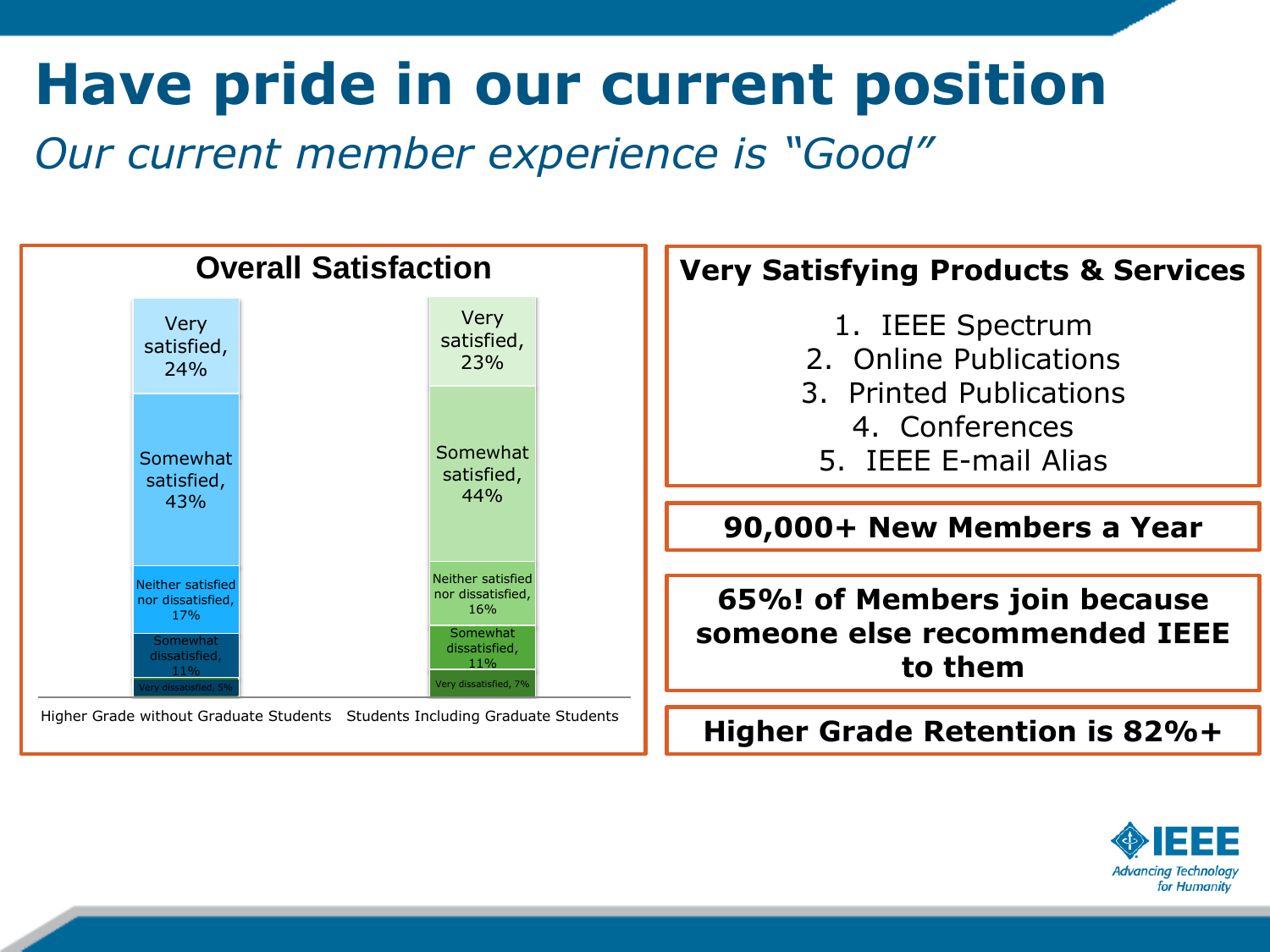# Have pride in our current position

*Our current member experience is "Good"*

## Overall Satisfaction

| | Higher Grade without Graduate Students | Students Including Graduate Students |
|---|---|---|
| Very satisfied | 24% | 23% |
| Somewhat satisfied | 43% | 44% |
| Neither satisfied nor dissatisfied | 17% | 16% |
| Somewhat dissatisfied | 11% | 11% |
| Very dissatisfied | 5% | 7% |

## Very Satisfying Products & Services

1. IEEE Spectrum
2. Online Publications
3. Printed Publications
4. Conferences
5. IEEE E-mail Alias

**90,000+ New Members a Year**

**65%! of Members join because someone else recommended IEEE to them**

**Higher Grade Retention is 82%+**

IEEE
*Advancing Technology for Humanity*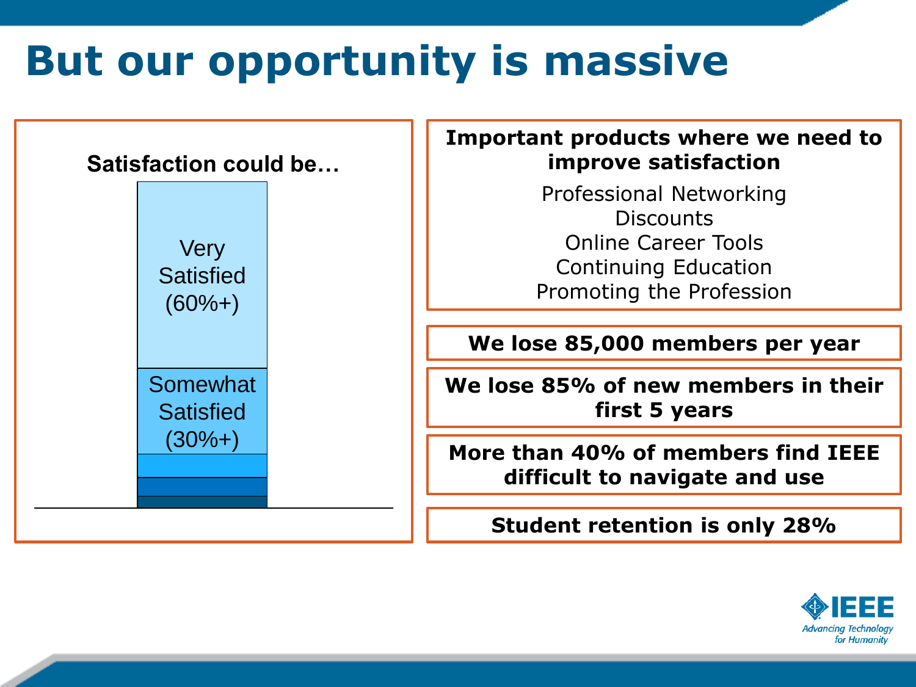# But our opportunity is massive

**Satisfaction could be…**

- Very Satisfied (60%+)
- Somewhat Satisfied (30%+)

**Important products where we need to improve satisfaction**

Professional Networking
Discounts
Online Career Tools
Continuing Education
Promoting the Profession

**We lose 85,000 members per year**

**We lose 85% of new members in their first 5 years**

**More than 40% of members find IEEE difficult to navigate and use**

**Student retention is only 28%**

IEEE Advancing Technology for Humanity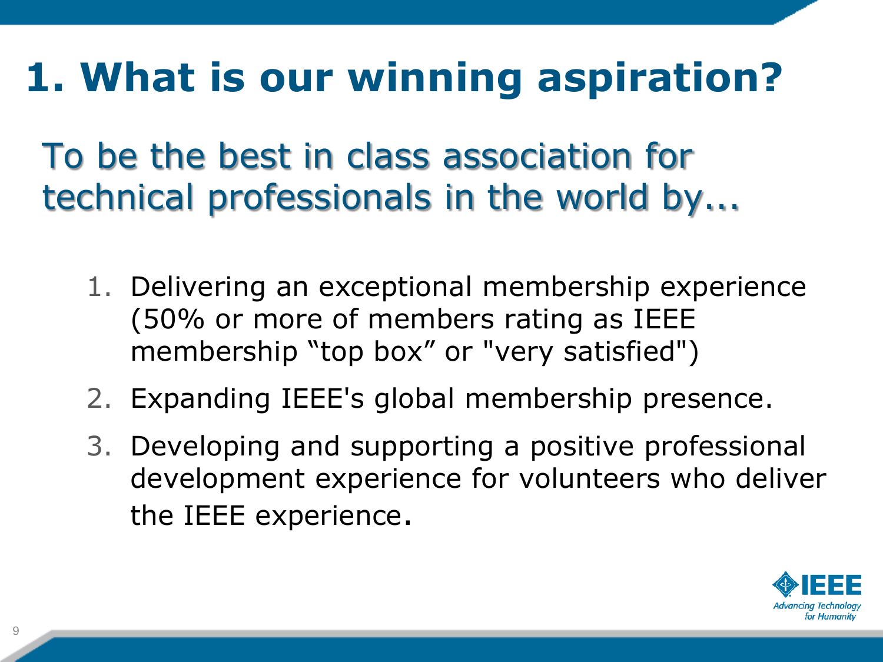# 1. What is our winning aspiration?

## To be the best in class association for technical professionals in the world by…

1. Delivering an exceptional membership experience (50% or more of members rating as IEEE membership “top box” or "very satisfied")
2. Expanding IEEE's global membership presence.
3. Developing and supporting a positive professional development experience for volunteers who deliver the IEEE experience.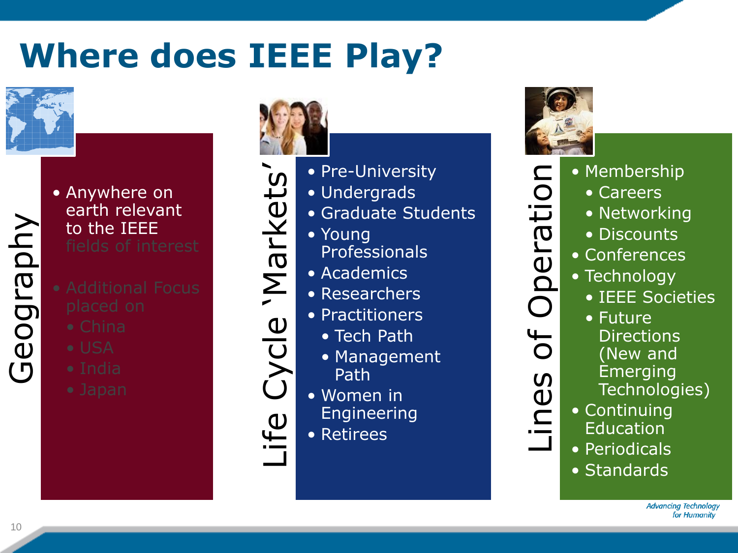# Where does IEEE Play?

## Geography

- Anywhere on earth relevant to the IEEE fields of interest
- Additional Focus placed on
  - China
  - USA
  - India
  - Japan

## Life Cycle 'Markets'

- Pre-University
- Undergrads
- Graduate Students
- Young Professionals
- Academics
- Researchers
- Practitioners
  - Tech Path
  - Management Path
- Women in Engineering
- Retirees

## Lines of Operation

- Membership
  - Careers
  - Networking
  - Discounts
- Conferences
- Technology
  - IEEE Societies
  - Future Directions (New and Emerging Technologies)
- Continuing Education
- Periodicals
- Standards

*Advancing Technology for Humanity*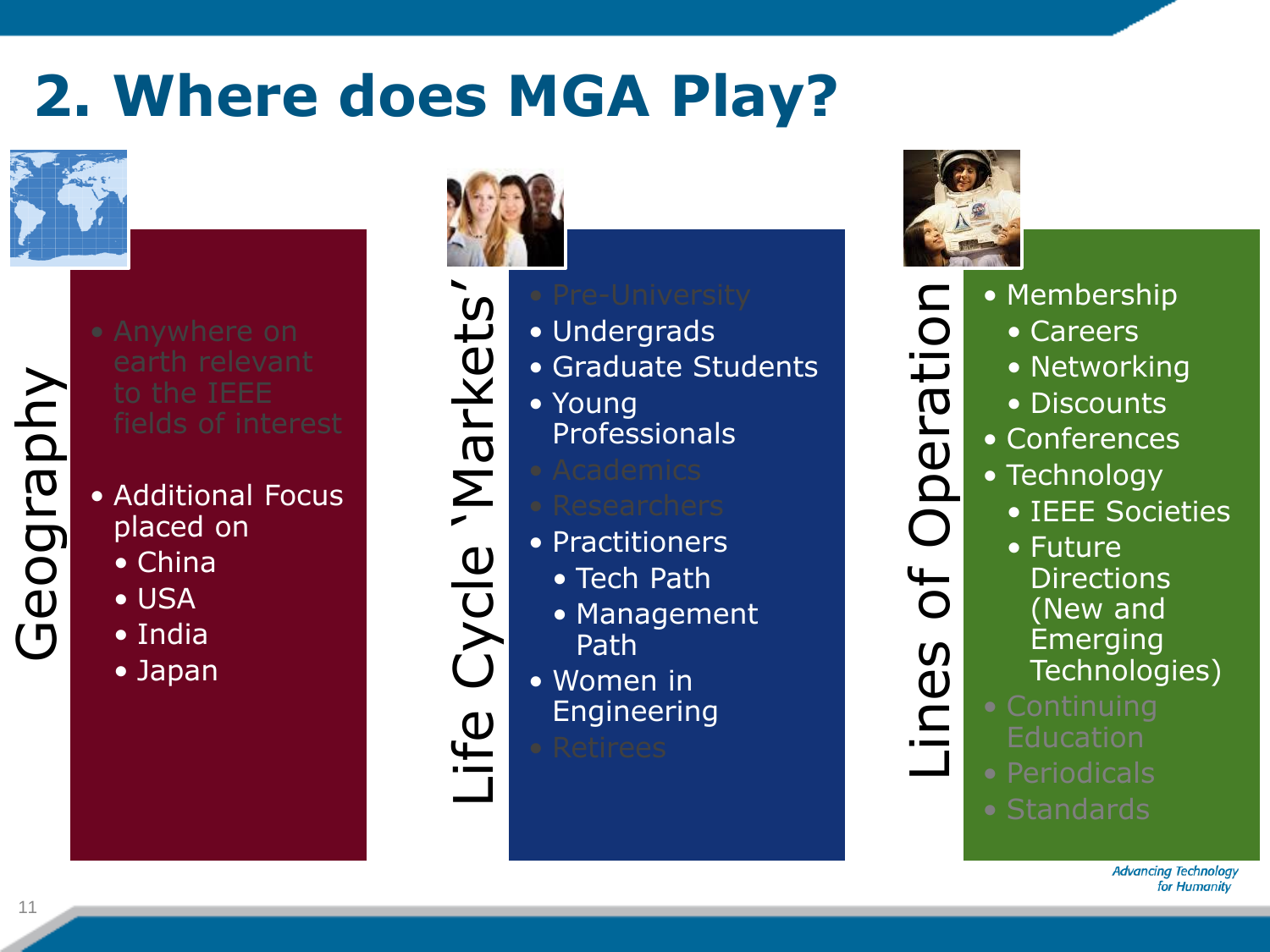# 2. Where does MGA Play?

## Geography

- Anywhere on earth relevant to the IEEE fields of interest
- Additional Focus placed on
  - China
  - USA
  - India
  - Japan

## Life Cycle 'Markets'

- Pre-University
- Undergrads
- Graduate Students
- Young Professionals
- Academics
- Researchers
- Practitioners
  - Tech Path
  - Management Path
- Women in Engineering
- Retirees

## Lines of Operation

- Membership
  - Careers
  - Networking
  - Discounts
- Conferences
- Technology
  - IEEE Societies
  - Future Directions (New and Emerging Technologies)
- Continuing Education
- Periodicals
- Standards

*Advancing Technology for Humanity*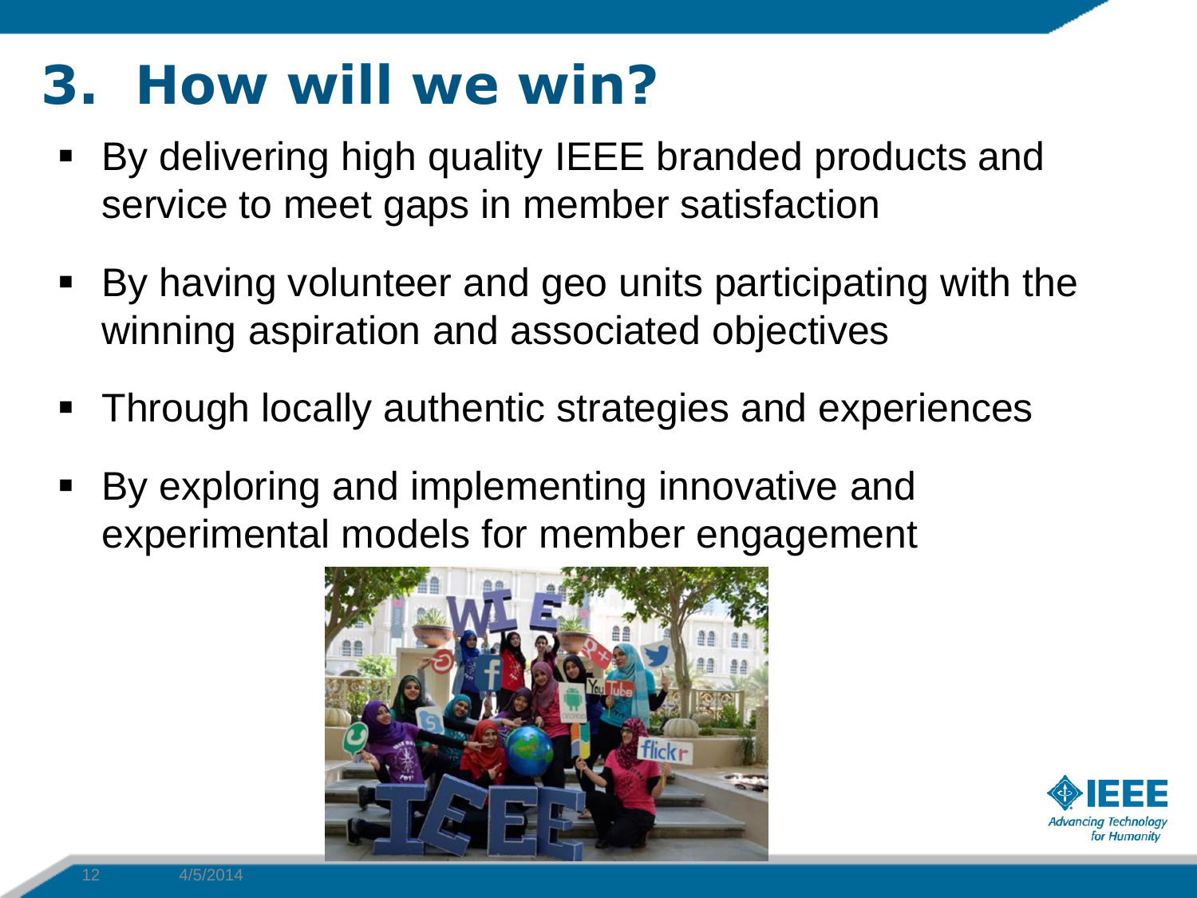# 3. How will we win?

- By delivering high quality IEEE branded products and service to meet gaps in member satisfaction
- By having volunteer and geo units participating with the winning aspiration and associated objectives
- Through locally authentic strategies and experiences
- By exploring and implementing innovative and experimental models for member engagement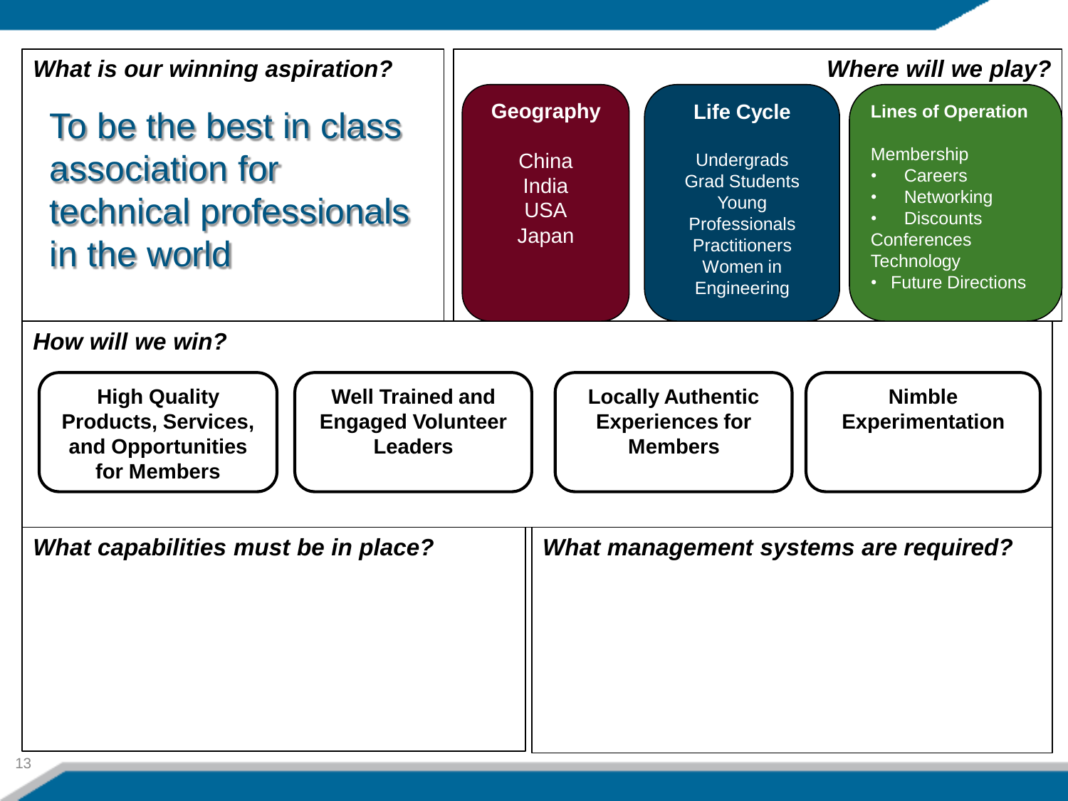## *What is our winning aspiration?*

To be the best in class association for technical professionals in the world

## *Where will we play?*

**Geography**

China
India
USA
Japan

**Life Cycle**

Undergrads
Grad Students
Young Professionals
Practitioners
Women in Engineering

**Lines of Operation**

Membership
- Careers
- Networking
- Discounts

Conferences
Technology
- Future Directions

## *How will we win?*

- **High Quality Products, Services, and Opportunities for Members**
- **Well Trained and Engaged Volunteer Leaders**
- **Locally Authentic Experiences for Members**
- **Nimble Experimentation**

## *What capabilities must be in place?*

## *What management systems are required?*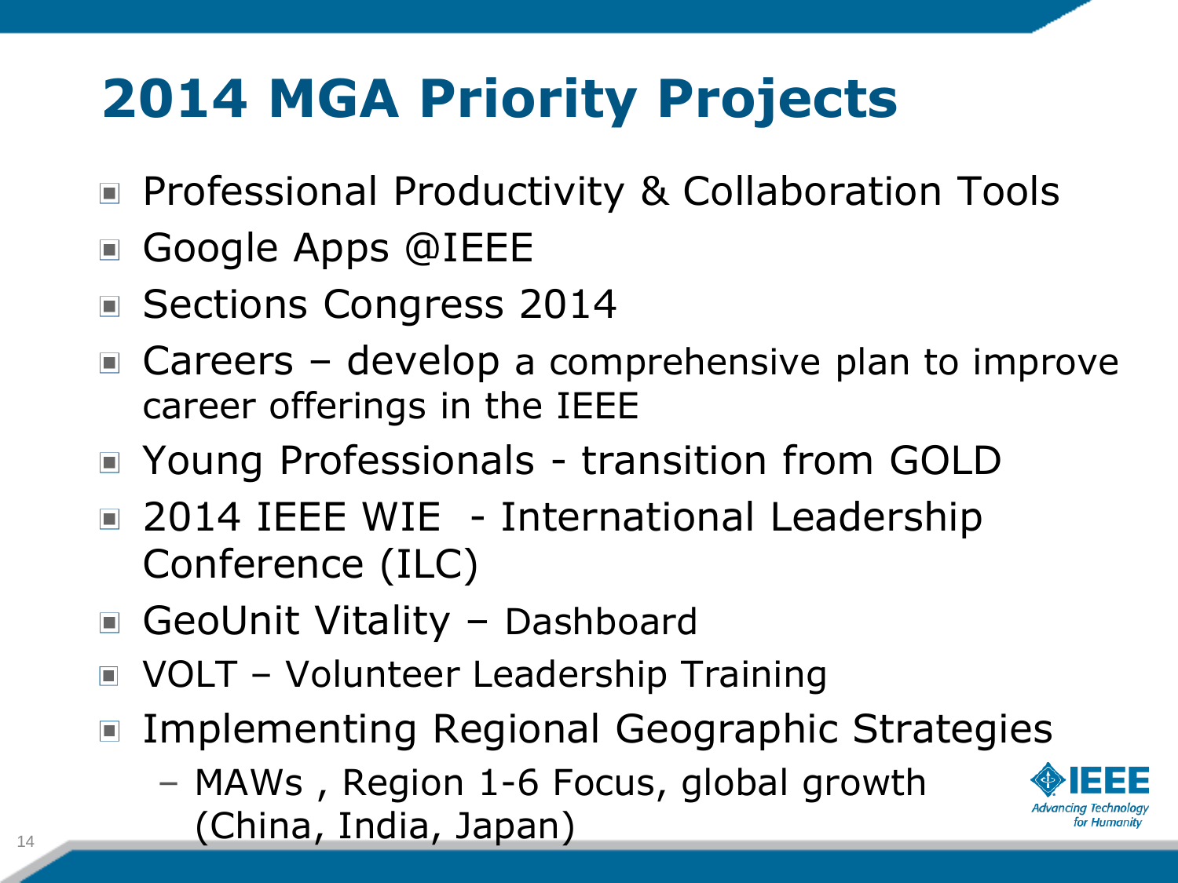# 2014 MGA Priority Projects

- Professional Productivity & Collaboration Tools
- Google Apps @IEEE
- Sections Congress 2014
- Careers – develop a comprehensive plan to improve career offerings in the IEEE
- Young Professionals - transition from GOLD
- 2014 IEEE WIE - International Leadership Conference (ILC)
- GeoUnit Vitality – Dashboard
- VOLT – Volunteer Leadership Training
- Implementing Regional Geographic Strategies
  - MAWs , Region 1-6 Focus, global growth (China, India, Japan)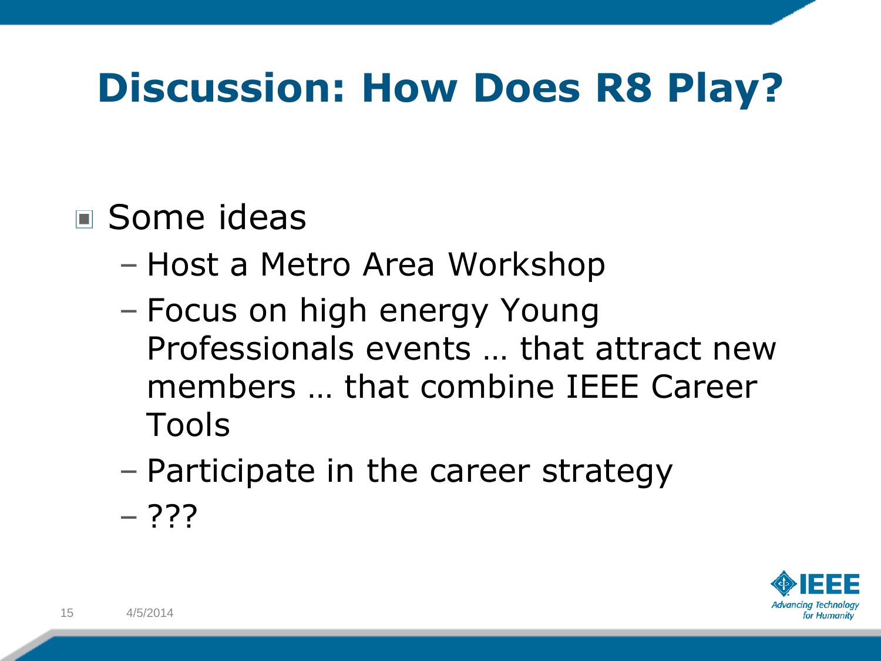# Discussion: How Does R8 Play?

- Some ideas
  - Host a Metro Area Workshop
  - Focus on high energy Young Professionals events … that attract new members … that combine IEEE Career Tools
  - Participate in the career strategy
  - ???